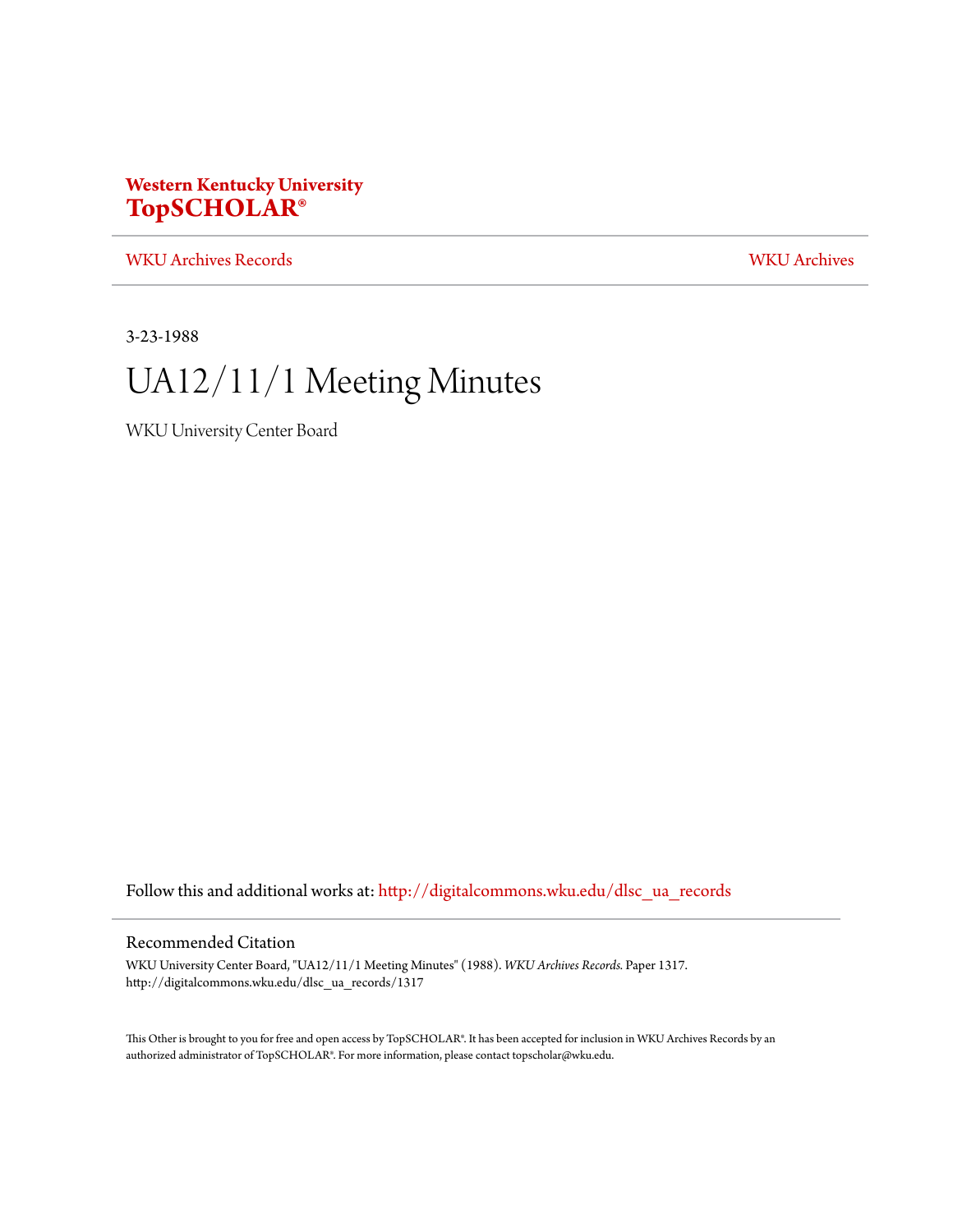**Western Kentucky University**
**TopSCHOLAR®**

WKU Archives Records | WKU Archives

3-23-1988

# UA12/11/1 Meeting Minutes

WKU University Center Board

Follow this and additional works at: http://digitalcommons.wku.edu/dlsc_ua_records

## Recommended Citation

WKU University Center Board, "UA12/11/1 Meeting Minutes" (1988). *WKU Archives Records.* Paper 1317.
http://digitalcommons.wku.edu/dlsc_ua_records/1317

This Other is brought to you for free and open access by TopSCHOLAR®. It has been accepted for inclusion in WKU Archives Records by an authorized administrator of TopSCHOLAR®. For more information, please contact topscholar@wku.edu.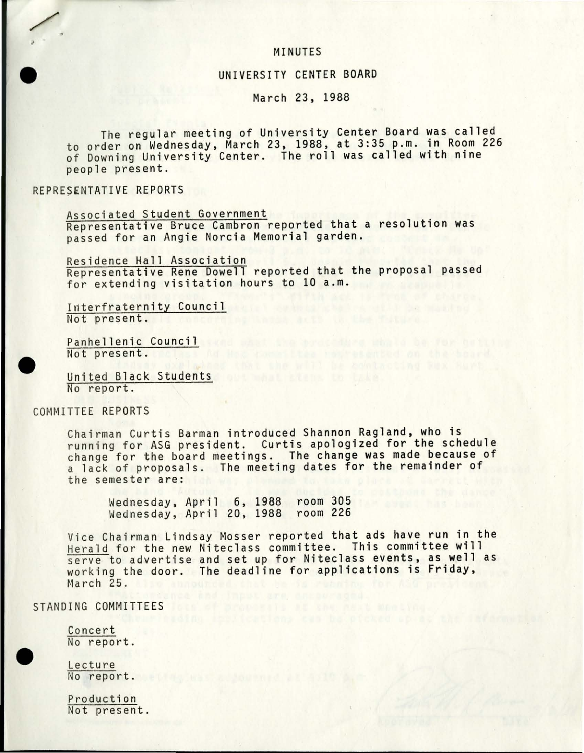MINUTES

UNIVERSITY CENTER BOARD

March 23, 1988

The regular meeting of University Center Board was called to order on Wednesday, March 23, 1988, at 3:35 p.m. in Room 226 of Downing University Center. The roll was called with nine people present.

## REPRESENTATIVE REPORTS

Associated Student Government
Representative Bruce Cambron reported that a resolution was passed for an Angie Norcia Memorial garden.

Residence Hall Association
Representative Rene Dowell reported that the proposal passed for extending visitation hours to 10 a.m.

Interfraternity Council
Not present.

Panhellenic Council
Not present.

United Black Students
No report.

## COMMITTEE REPORTS

Chairman Curtis Barman introduced Shannon Ragland, who is running for ASG president. Curtis apologized for the schedule change for the board meetings. The change was made because of a lack of proposals. The meeting dates for the remainder of the semester are:

Wednesday, April 6, 1988 room 305
Wednesday, April 20, 1988 room 226

Vice Chairman Lindsay Mosser reported that ads have run in the Herald for the new Niteclass committee. This committee will serve to advertise and set up for Niteclass events, as well as working the door. The deadline for applications is Friday, March 25.

## STANDING COMMITTEES

Concert
No report.

Lecture
No report.

Production
Not present.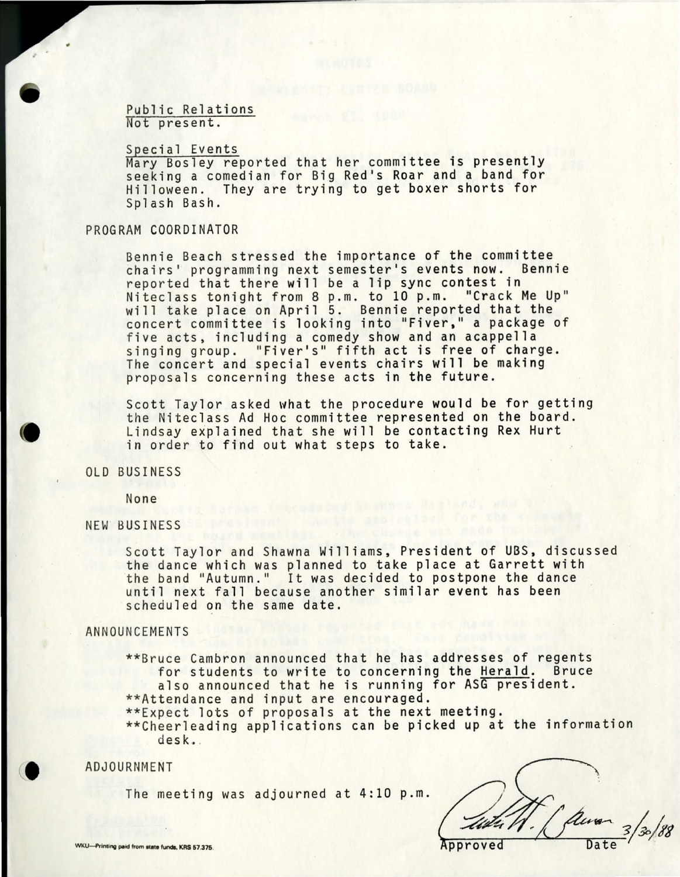Public Relations
Not present.

Special Events
Mary Bosley reported that her committee is presently seeking a comedian for Big Red's Roar and a band for Hilloween. They are trying to get boxer shorts for Splash Bash.

## PROGRAM COORDINATOR

Bennie Beach stressed the importance of the committee chairs' programming next semester's events now. Bennie reported that there will be a lip sync contest in Niteclass tonight from 8 p.m. to 10 p.m. "Crack Me Up" will take place on April 5. Bennie reported that the concert committee is looking into "Fiver," a package of five acts, including a comedy show and an acappella singing group. "Fiver's" fifth act is free of charge. The concert and special events chairs will be making proposals concerning these acts in the future.

Scott Taylor asked what the procedure would be for getting the Niteclass Ad Hoc committee represented on the board. Lindsay explained that she will be contacting Rex Hurt in order to find out what steps to take.

## OLD BUSINESS

None

## NEW BUSINESS

Scott Taylor and Shawna Williams, President of UBS, discussed the dance which was planned to take place at Garrett with the band "Autumn." It was decided to postpone the dance until next fall because another similar event has been scheduled on the same date.

## ANNOUNCEMENTS

**Bruce Cambron announced that he has addresses of regents for students to write to concerning the Herald. Bruce also announced that he is running for ASG president.
**Attendance and input are encouraged.
**Expect lots of proposals at the next meeting.
**Cheerleading applications can be picked up at the information desk.

## ADJOURNMENT

The meeting was adjourned at 4:10 p.m.

Approved ______ Date 3/30/88

WKU—Printing paid from state funds, KRS 57.375.